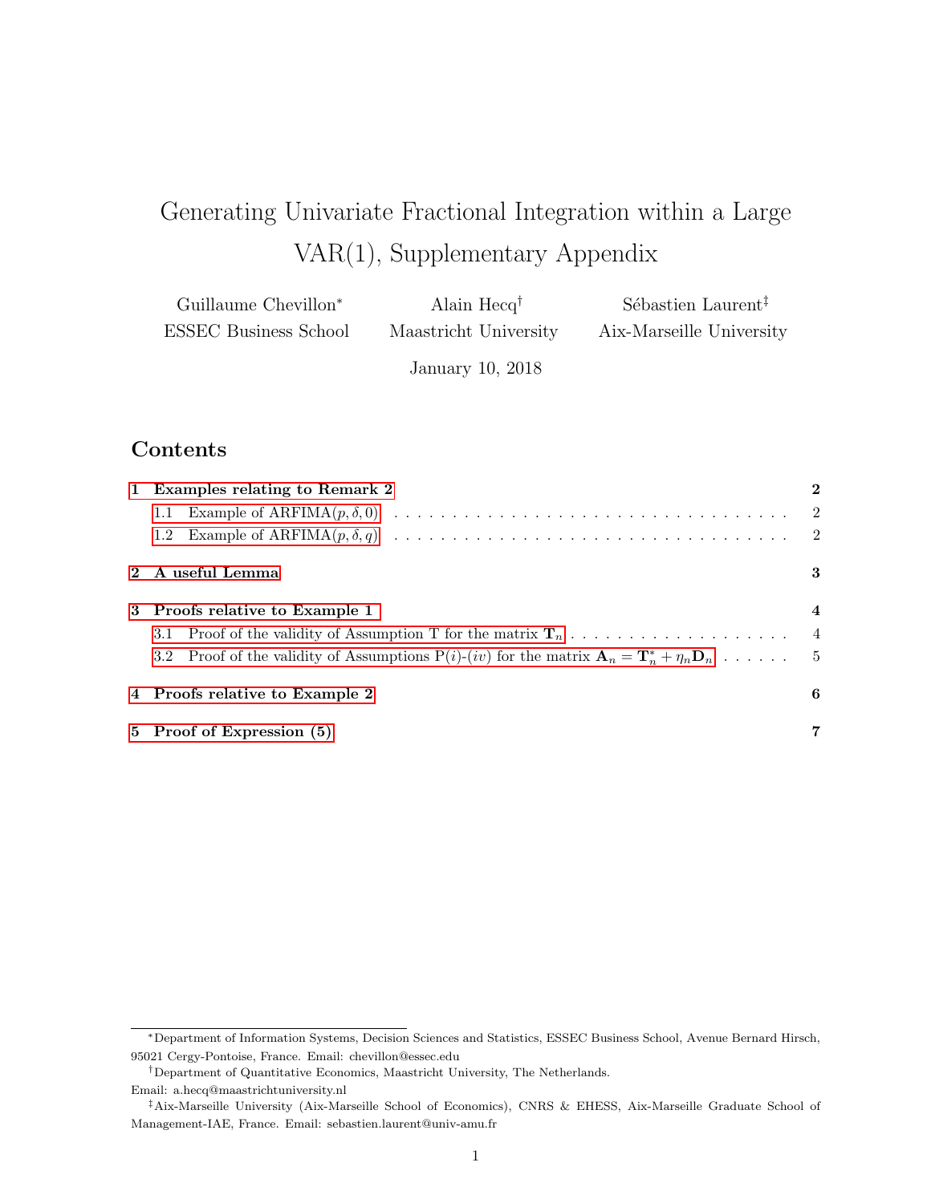# Generating Univariate Fractional Integration within a Large VAR(1), Supplementary Appendix

Guillaume Chevillon[*]
ESSEC Business School

Alain Hecq[†]
Maastricht University

Sébastien Laurent[‡]
Aix-Marseille University

January 10, 2018

## Contents

- 1 Examples relating to Remark 2 — 2
  - 1.1 Example of ARFIMA$(p, \delta, 0)$ — 2
  - 1.2 Example of ARFIMA$(p, \delta, q)$ — 2
- 2 A useful Lemma — 3
- 3 Proofs relative to Example 1 — 4
  - 3.1 Proof of the validity of Assumption T for the matrix $\mathbf{T}_n$ — 4
  - 3.2 Proof of the validity of Assumptions P$(i)$-$(iv)$ for the matrix $\mathbf{A}_n = \mathbf{T}_n^* + \eta_n \mathbf{D}_n$ — 5
- 4 Proofs relative to Example 2 — 6
- 5 Proof of Expression (5) — 7

---

[*] Department of Information Systems, Decision Sciences and Statistics, ESSEC Business School, Avenue Bernard Hirsch, 95021 Cergy-Pontoise, France. Email: chevillon@essec.edu

[†] Department of Quantitative Economics, Maastricht University, The Netherlands. Email: a.hecq@maastrichtuniversity.nl

[‡] Aix-Marseille University (Aix-Marseille School of Economics), CNRS & EHESS, Aix-Marseille Graduate School of Management-IAE, France. Email: sebastien.laurent@univ-amu.fr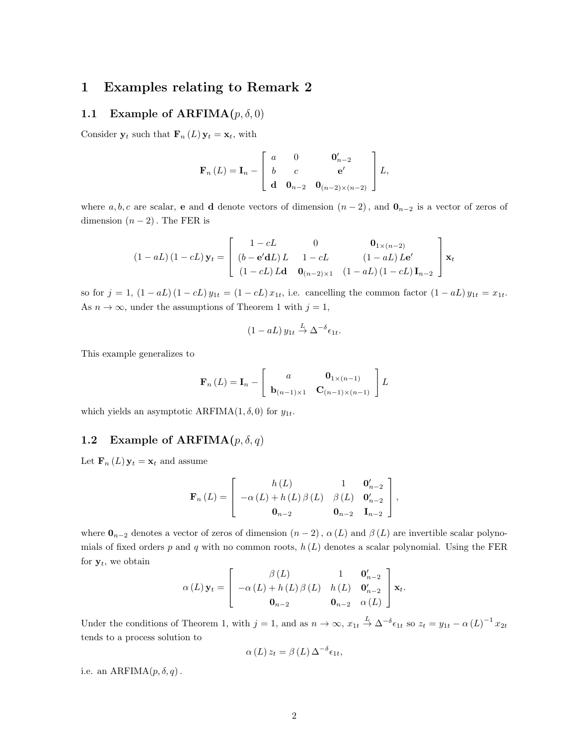# 1 Examples relating to Remark 2

## 1.1 Example of ARFIMA$(p, \delta, 0)$

Consider $\mathbf{y}_t$ such that $\mathbf{F}_n(L)\,\mathbf{y}_t = \mathbf{x}_t$, with

$$\mathbf{F}_n(L) = \mathbf{I}_n - \begin{bmatrix} a & 0 & \mathbf{0}'_{n-2} \\ b & c & \mathbf{e}' \\ \mathbf{d} & \mathbf{0}_{n-2} & \mathbf{0}_{(n-2)\times(n-2)} \end{bmatrix} L,$$

where $a, b, c$ are scalar, $\mathbf{e}$ and $\mathbf{d}$ denote vectors of dimension $(n-2)$, and $\mathbf{0}_{n-2}$ is a vector of zeros of dimension $(n-2)$. The FER is

$$(1-aL)(1-cL)\,\mathbf{y}_t = \begin{bmatrix} 1-cL & 0 & \mathbf{0}_{1\times(n-2)} \\ (b-\mathbf{e}'\mathbf{d}L)\,L & 1-cL & (1-aL)\,L\mathbf{e}' \\ (1-cL)\,L\mathbf{d} & \mathbf{0}_{(n-2)\times 1} & (1-aL)(1-cL)\,\mathbf{I}_{n-2} \end{bmatrix} \mathbf{x}_t$$

so for $j=1$, $(1-aL)(1-cL)\,y_{1t} = (1-cL)\,x_{1t}$, i.e. cancelling the common factor $(1-aL)\,y_{1t} = x_{1t}$. As $n \to \infty$, under the assumptions of Theorem 1 with $j=1$,

$$(1-aL)\,y_{1t} \xrightarrow{L} \Delta^{-\delta}\epsilon_{1t}.$$

This example generalizes to

$$\mathbf{F}_n(L) = \mathbf{I}_n - \begin{bmatrix} a & \mathbf{0}_{1\times(n-1)} \\ \mathbf{b}_{(n-1)\times 1} & \mathbf{C}_{(n-1)\times(n-1)} \end{bmatrix} L$$

which yields an asymptotic ARFIMA$(1, \delta, 0)$ for $y_{1t}$.

## 1.2 Example of ARFIMA$(p, \delta, q)$

Let $\mathbf{F}_n(L)\,\mathbf{y}_t = \mathbf{x}_t$ and assume

$$\mathbf{F}_n(L) = \begin{bmatrix} h(L) & 1 & \mathbf{0}'_{n-2} \\ -\alpha(L) + h(L)\,\beta(L) & \beta(L) & \mathbf{0}'_{n-2} \\ \mathbf{0}_{n-2} & \mathbf{0}_{n-2} & \mathbf{I}_{n-2} \end{bmatrix},$$

where $\mathbf{0}_{n-2}$ denotes a vector of zeros of dimension $(n-2)$, $\alpha(L)$ and $\beta(L)$ are invertible scalar polynomials of fixed orders $p$ and $q$ with no common roots, $h(L)$ denotes a scalar polynomial. Using the FER for $\mathbf{y}_t$, we obtain

$$\alpha(L)\,\mathbf{y}_t = \begin{bmatrix} \beta(L) & 1 & \mathbf{0}'_{n-2} \\ -\alpha(L) + h(L)\,\beta(L) & h(L) & \mathbf{0}'_{n-2} \\ \mathbf{0}_{n-2} & \mathbf{0}_{n-2} & \alpha(L) \end{bmatrix} \mathbf{x}_t.$$

Under the conditions of Theorem 1, with $j=1$, and as $n \to \infty$, $x_{1t} \xrightarrow{L} \Delta^{-\delta}\epsilon_{1t}$ so $z_t = y_{1t} - \alpha(L)^{-1}\,x_{2t}$ tends to a process solution to

$$\alpha(L)\,z_t = \beta(L)\,\Delta^{-\delta}\epsilon_{1t},$$

i.e. an ARFIMA$(p, \delta, q)$.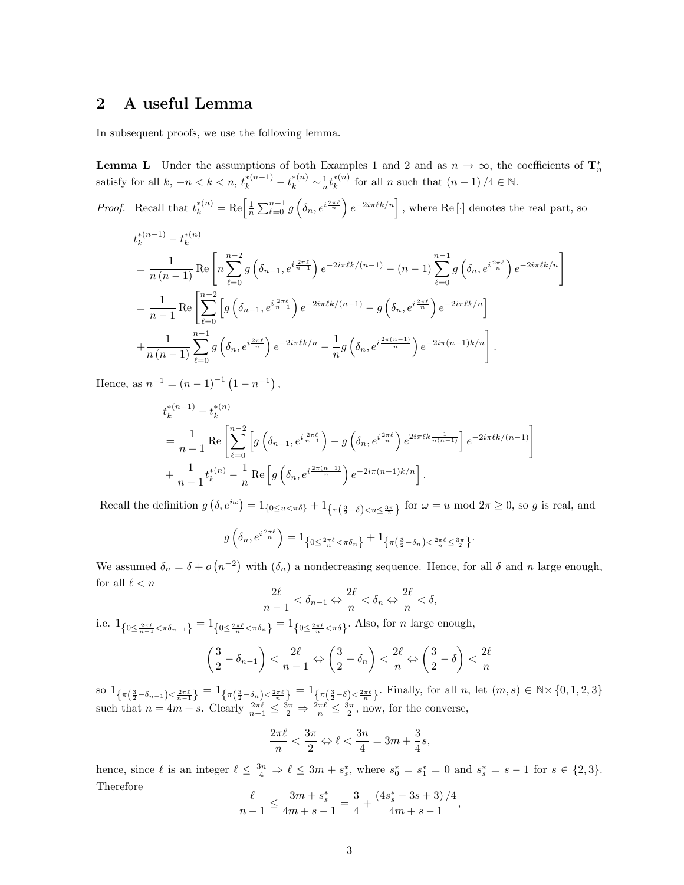## 2 A useful Lemma

In subsequent proofs, we use the following lemma.

**Lemma L** Under the assumptions of both Examples 1 and 2 and as $n \to \infty$, the coefficients of $\mathbf{T}_n^*$ satisfy for all $k$, $-n < k < n$, $t_k^{*(n-1)} - t_k^{*(n)} \sim \frac{1}{n} t_k^{*(n)}$ for all $n$ such that $(n-1)/4 \in \mathbb{N}$.

*Proof.* Recall that $t_k^{*(n)} = \mathrm{Re}\left[\frac{1}{n}\sum_{\ell=0}^{n-1} g\left(\delta_n, e^{i\frac{2\pi\ell}{n}}\right) e^{-2i\pi\ell k/n}\right]$, where $\mathrm{Re}\left[\cdot\right]$ denotes the real part, so

$$
\begin{aligned}
& t_k^{*(n-1)} - t_k^{*(n)} \\
&= \frac{1}{n(n-1)} \mathrm{Re}\left[ n \sum_{\ell=0}^{n-2} g\left(\delta_{n-1}, e^{i\frac{2\pi\ell}{n-1}}\right) e^{-2i\pi\ell k/(n-1)} - (n-1) \sum_{\ell=0}^{n-1} g\left(\delta_n, e^{i\frac{2\pi\ell}{n}}\right) e^{-2i\pi\ell k/n} \right] \\
&= \frac{1}{n-1} \mathrm{Re}\left[ \sum_{\ell=0}^{n-2} \left[ g\left(\delta_{n-1}, e^{i\frac{2\pi\ell}{n-1}}\right) e^{-2i\pi\ell k/(n-1)} - g\left(\delta_n, e^{i\frac{2\pi\ell}{n}}\right) e^{-2i\pi\ell k/n} \right] \right. \\
&\left. + \frac{1}{n(n-1)} \sum_{\ell=0}^{n-1} g\left(\delta_n, e^{i\frac{2\pi\ell}{n}}\right) e^{-2i\pi\ell k/n} - \frac{1}{n} g\left(\delta_n, e^{i\frac{2\pi(n-1)}{n}}\right) e^{-2i\pi(n-1)k/n} \right].
\end{aligned}
$$

Hence, as $n^{-1} = (n-1)^{-1}\left(1 - n^{-1}\right)$,

$$
\begin{aligned}
& t_k^{*(n-1)} - t_k^{*(n)} \\
&= \frac{1}{n-1} \mathrm{Re}\left[ \sum_{\ell=0}^{n-2} \left[ g\left(\delta_{n-1}, e^{i\frac{2\pi\ell}{n-1}}\right) - g\left(\delta_n, e^{i\frac{2\pi\ell}{n}}\right) e^{2i\pi\ell k\frac{1}{n(n-1)}} \right] e^{-2i\pi\ell k/(n-1)} \right] \\
&+ \frac{1}{n-1} t_k^{*(n)} - \frac{1}{n} \mathrm{Re}\left[ g\left(\delta_n, e^{i\frac{2\pi(n-1)}{n}}\right) e^{-2i\pi(n-1)k/n} \right].
\end{aligned}
$$

Recall the definition $g\left(\delta, e^{i\omega}\right) = 1_{\{0 \le u < \pi\delta\}} + 1_{\left\{\pi\left(\frac{3}{2}-\delta\right) < u \le \frac{3\pi}{2}\right\}}$ for $\omega = u \bmod 2\pi \ge 0$, so $g$ is real, and

$$
g\left(\delta_n, e^{i\frac{2\pi\ell}{n}}\right) = 1_{\left\{0 \le \frac{2\pi\ell}{n} < \pi\delta_n\right\}} + 1_{\left\{\pi\left(\frac{3}{2}-\delta_n\right) < \frac{2\pi\ell}{n} \le \frac{3\pi}{2}\right\}}.
$$

We assumed $\delta_n = \delta + o\left(n^{-2}\right)$ with $(\delta_n)$ a nondecreasing sequence. Hence, for all $\delta$ and $n$ large enough, for all $\ell < n$

$$
\frac{2\ell}{n-1} < \delta_{n-1} \Leftrightarrow \frac{2\ell}{n} < \delta_n \Leftrightarrow \frac{2\ell}{n} < \delta,
$$

i.e. $1_{\left\{0 \le \frac{2\pi\ell}{n-1} < \pi\delta_{n-1}\right\}} = 1_{\left\{0 \le \frac{2\pi\ell}{n} < \pi\delta_n\right\}} = 1_{\left\{0 \le \frac{2\pi\ell}{n} < \pi\delta\right\}}$. Also, for $n$ large enough,

$$
\left(\frac{3}{2} - \delta_{n-1}\right) < \frac{2\ell}{n-1} \Leftrightarrow \left(\frac{3}{2} - \delta_n\right) < \frac{2\ell}{n} \Leftrightarrow \left(\frac{3}{2} - \delta\right) < \frac{2\ell}{n}
$$

so $1_{\left\{\pi\left(\frac{3}{2}-\delta_{n-1}\right) < \frac{2\pi\ell}{n-1}\right\}} = 1_{\left\{\pi\left(\frac{3}{2}-\delta_n\right) < \frac{2\pi\ell}{n}\right\}} = 1_{\left\{\pi\left(\frac{3}{2}-\delta\right) < \frac{2\pi\ell}{n}\right\}}$. Finally, for all $n$, let $(m, s) \in \mathbb{N} \times \{0, 1, 2, 3\}$ such that $n = 4m + s$. Clearly $\frac{2\pi\ell}{n-1} \le \frac{3\pi}{2} \Rightarrow \frac{2\pi\ell}{n} \le \frac{3\pi}{2}$, now, for the converse,

$$
\frac{2\pi\ell}{n} < \frac{3\pi}{2} \Leftrightarrow \ell < \frac{3n}{4} = 3m + \frac{3}{4}s,
$$

hence, since $\ell$ is an integer $\ell \le \frac{3n}{4} \Rightarrow \ell \le 3m + s_s^*$, where $s_0^* = s_1^* = 0$ and $s_s^* = s - 1$ for $s \in \{2, 3\}$. Therefore

$$
\frac{\ell}{n-1} \le \frac{3m + s_s^*}{4m + s - 1} = \frac{3}{4} + \frac{\left(4s_s^* - 3s + 3\right)/4}{4m + s - 1},
$$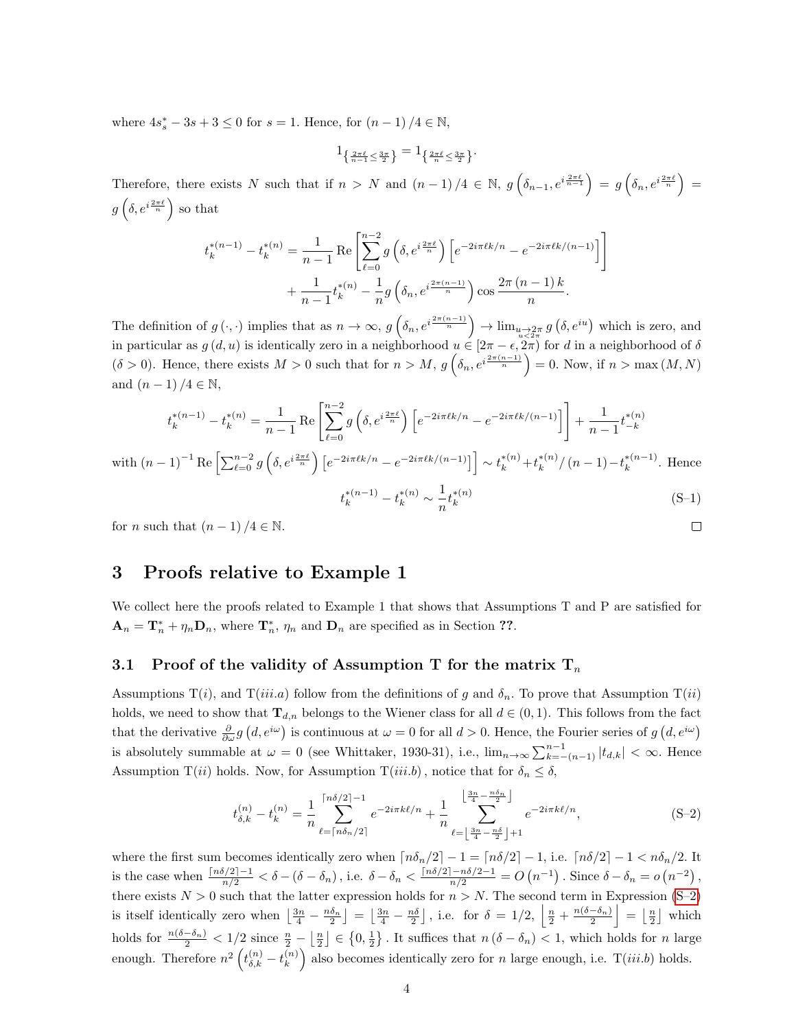where $4s_s^* - 3s + 3 \leq 0$ for $s = 1$. Hence, for $(n-1)/4 \in \mathbb{N}$,

$$1_{\left\{\frac{2\pi\ell}{n-1} \leq \frac{3\pi}{2}\right\}} = 1_{\left\{\frac{2\pi\ell}{n} \leq \frac{3\pi}{2}\right\}}.$$

Therefore, there exists $N$ such that if $n > N$ and $(n-1)/4 \in \mathbb{N}$, $g\left(\delta_{n-1}, e^{i\frac{2\pi\ell}{n-1}}\right) = g\left(\delta_n, e^{i\frac{2\pi\ell}{n}}\right) = g\left(\delta, e^{i\frac{2\pi\ell}{n}}\right)$ so that

$$t_k^{*(n-1)} - t_k^{*(n)} = \frac{1}{n-1} \operatorname{Re}\left[\sum_{\ell=0}^{n-2} g\left(\delta, e^{i\frac{2\pi\ell}{n}}\right)\left[e^{-2i\pi\ell k/n} - e^{-2i\pi\ell k/(n-1)}\right]\right] + \frac{1}{n-1} t_k^{*(n)} - \frac{1}{n} g\left(\delta_n, e^{i\frac{2\pi(n-1)}{n}}\right) \cos\frac{2\pi(n-1)k}{n}.$$

The definition of $g(\cdot,\cdot)$ implies that as $n \to \infty$, $g\left(\delta_n, e^{i\frac{2\pi(n-1)}{n}}\right) \to \lim_{\substack{u \to 2\pi \\ u < 2\pi}} g\left(\delta, e^{iu}\right)$ which is zero, and in particular as $g(d,u)$ is identically zero in a neighborhood $u \in [2\pi - \epsilon, 2\pi)$ for $d$ in a neighborhood of $\delta$ ($\delta > 0$). Hence, there exists $M > 0$ such that for $n > M$, $g\left(\delta_n, e^{i\frac{2\pi(n-1)}{n}}\right) = 0$. Now, if $n > \max(M, N)$ and $(n-1)/4 \in \mathbb{N}$,

$$t_k^{*(n-1)} - t_k^{*(n)} = \frac{1}{n-1} \operatorname{Re}\left[\sum_{\ell=0}^{n-2} g\left(\delta, e^{i\frac{2\pi\ell}{n}}\right)\left[e^{-2i\pi\ell k/n} - e^{-2i\pi\ell k/(n-1)}\right]\right] + \frac{1}{n-1} t_{-k}^{*(n)}$$

with $(n-1)^{-1} \operatorname{Re}\left[\sum_{\ell=0}^{n-2} g\left(\delta, e^{i\frac{2\pi\ell}{n}}\right)\left[e^{-2i\pi\ell k/n} - e^{-2i\pi\ell k/(n-1)}\right]\right] \sim t_k^{*(n)} + t_k^{*(n)}/(n-1) - t_k^{*(n-1)}$. Hence

$$t_k^{*(n-1)} - t_k^{*(n)} \sim \frac{1}{n} t_k^{*(n)} \tag{S–1}$$

for $n$ such that $(n-1)/4 \in \mathbb{N}$. □

## 3 Proofs relative to Example 1

We collect here the proofs related to Example 1 that shows that Assumptions T and P are satisfied for $\mathbf{A}_n = \mathbf{T}_n^* + \eta_n \mathbf{D}_n$, where $\mathbf{T}_n^*$, $\eta_n$ and $\mathbf{D}_n$ are specified as in Section **??**.

### 3.1 Proof of the validity of Assumption T for the matrix $\mathbf{T}_n$

Assumptions T$(i)$, and T$(iii.a)$ follow from the definitions of $g$ and $\delta_n$. To prove that Assumption T$(ii)$ holds, we need to show that $\mathbf{T}_{d,n}$ belongs to the Wiener class for all $d \in (0,1)$. This follows from the fact that the derivative $\frac{\partial}{\partial\omega} g\left(d, e^{i\omega}\right)$ is continuous at $\omega = 0$ for all $d > 0$. Hence, the Fourier series of $g\left(d, e^{i\omega}\right)$ is absolutely summable at $\omega = 0$ (see Whittaker, 1930-31), i.e., $\lim_{n\to\infty} \sum_{k=-(n-1)}^{n-1} |t_{d,k}| < \infty$. Hence Assumption T$(ii)$ holds. Now, for Assumption T$(iii.b)$, notice that for $\delta_n \leq \delta$,

$$t_{\delta,k}^{(n)} - t_k^{(n)} = \frac{1}{n} \sum_{\ell=\lceil n\delta_n/2 \rceil}^{\lceil n\delta/2 \rceil - 1} e^{-2i\pi k\ell/n} + \frac{1}{n} \sum_{\ell=\left\lfloor \frac{3n}{4} - \frac{n\delta}{2} \right\rfloor + 1}^{\left\lfloor \frac{3n}{4} - \frac{n\delta_n}{2} \right\rfloor} e^{-2i\pi k\ell/n}, \tag{S–2}$$

where the first sum becomes identically zero when $\lceil n\delta_n/2 \rceil - 1 = \lceil n\delta/2 \rceil - 1$, i.e. $\lceil n\delta/2 \rceil - 1 < n\delta_n/2$. It is the case when $\frac{\lceil n\delta/2 \rceil - 1}{n/2} < \delta - (\delta - \delta_n)$, i.e. $\delta - \delta_n < \frac{\lceil n\delta/2 \rceil - n\delta/2 - 1}{n/2} = O\left(n^{-1}\right)$. Since $\delta - \delta_n = o\left(n^{-2}\right)$, there exists $N > 0$ such that the latter expression holds for $n > N$. The second term in Expression (S–2) is itself identically zero when $\left\lfloor \frac{3n}{4} - \frac{n\delta_n}{2} \right\rfloor = \left\lfloor \frac{3n}{4} - \frac{n\delta}{2} \right\rfloor$, i.e. for $\delta = 1/2$, $\left\lfloor \frac{n}{2} + \frac{n(\delta - \delta_n)}{2} \right\rfloor = \left\lfloor \frac{n}{2} \right\rfloor$ which holds for $\frac{n(\delta-\delta_n)}{2} < 1/2$ since $\frac{n}{2} - \left\lfloor \frac{n}{2} \right\rfloor \in \left\{0, \frac{1}{2}\right\}$. It suffices that $n(\delta - \delta_n) < 1$, which holds for $n$ large enough. Therefore $n^2\left(t_{\delta,k}^{(n)} - t_k^{(n)}\right)$ also becomes identically zero for $n$ large enough, i.e. T$(iii.b)$ holds.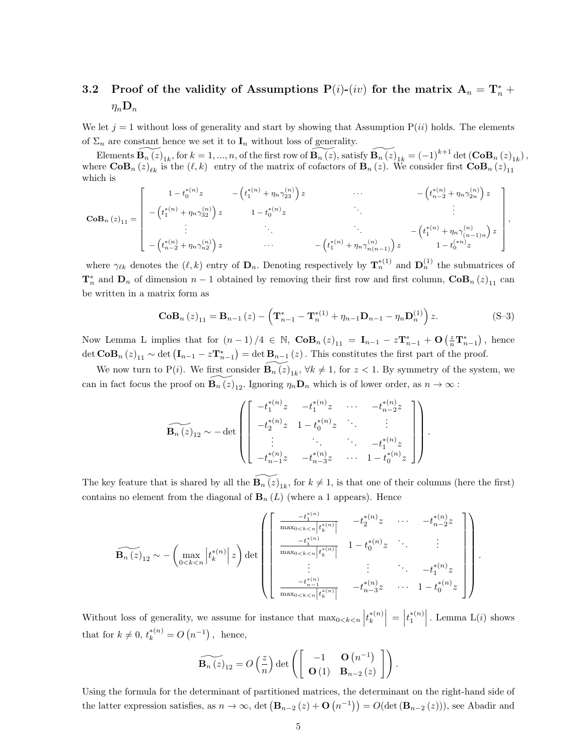### 3.2 Proof of the validity of Assumptions P$(i)$-$(iv)$ for the matrix $\mathbf{A}_n = \mathbf{T}_n^* + \eta_n \mathbf{D}_n$

We let $j = 1$ without loss of generality and start by showing that Assumption P$(ii)$ holds. The elements of $\Sigma_n$ are constant hence we set it to $\mathbf{I}_n$ without loss of generality.

Elements $\widetilde{\mathbf{B}_n(z)}_{1k}$, for $k = 1, ..., n$, of the first row of $\widetilde{\mathbf{B}_n(z)}$, satisfy $\widetilde{\mathbf{B}_n(z)}_{1k} = (-1)^{k+1} \det(\mathbf{CoB}_n(z)_{1k})$, where $\mathbf{CoB}_n(z)_{\ell k}$ is the $(\ell, k)$ entry of the matrix of cofactors of $\mathbf{B}_n(z)$. We consider first $\mathbf{CoB}_n(z)_{11}$ which is

$$
\mathbf{CoB}_n(z)_{11} = \begin{bmatrix} 1 - t_0^{*(n)} z & -\left(t_1^{*(n)} + \eta_n \gamma_{23}^{(n)}\right) z & \cdots & -\left(t_{n-2}^{*(n)} + \eta_n \gamma_{2n}^{(n)}\right) z \\ -\left(t_1^{*(n)} + \eta_n \gamma_{32}^{(n)}\right) z & 1 - t_0^{*(n)} z & \ddots & \vdots \\ \vdots & \ddots & \ddots & -\left(t_1^{*(n)} + \eta_n \gamma_{(n-1)n}^{(n)}\right) z \\ -\left(t_{n-2}^{*(n)} + \eta_n \gamma_{n2}^{(n)}\right) z & \cdots & -\left(t_1^{*(n)} + \eta_n \gamma_{n(n-1)}^{(n)}\right) z & 1 - t_0^{(*n)} z \end{bmatrix},
$$

where $\gamma_{\ell k}$ denotes the $(\ell, k)$ entry of $\mathbf{D}_n$. Denoting respectively by $\mathbf{T}_n^{*(1)}$ and $\mathbf{D}_n^{(1)}$ the submatrices of $\mathbf{T}_n^*$ and $\mathbf{D}_n$ of dimension $n-1$ obtained by removing their first row and first column, $\mathbf{CoB}_n(z)_{11}$ can be written in a matrix form as

$$
\mathbf{CoB}_n(z)_{11} = \mathbf{B}_{n-1}(z) - \left(\mathbf{T}_{n-1}^* - \mathbf{T}_n^{*(1)} + \eta_{n-1}\mathbf{D}_{n-1} - \eta_n \mathbf{D}_n^{(1)}\right) z. \tag{S–3}
$$

Now Lemma L implies that for $(n-1)/4 \in \mathbb{N}$, $\mathbf{CoB}_n(z)_{11} = \mathbf{I}_{n-1} - z\mathbf{T}_{n-1}^* + \mathbf{O}\left(\frac{z}{n}\mathbf{T}_{n-1}^*\right)$, hence $\det \mathbf{CoB}_n(z)_{11} \sim \det\left(\mathbf{I}_{n-1} - z\mathbf{T}_{n-1}^*\right) = \det \mathbf{B}_{n-1}(z)$. This constitutes the first part of the proof.

We now turn to P$(i)$. We first consider $\widetilde{\mathbf{B}_n(z)}_{1k}$, $\forall k \neq 1$, for $z < 1$. By symmetry of the system, we can in fact focus the proof on $\widetilde{\mathbf{B}_n(z)}_{12}$. Ignoring $\eta_n \mathbf{D}_n$ which is of lower order, as $n \to \infty$ :

$$
\widetilde{\mathbf{B}_n(z)}_{12} \sim -\det\left(\begin{bmatrix} -t_1^{*(n)} z & -t_1^{*(n)} z & \cdots & -t_{n-2}^{*(n)} z \\ -t_2^{*(n)} z & 1 - t_0^{*(n)} z & \ddots & \vdots \\ \vdots & \ddots & \ddots & -t_1^{*(n)} z \\ -t_{n-1}^{*(n)} z & -t_{n-3}^{*(n)} z & \cdots & 1 - t_0^{*(n)} z \end{bmatrix}\right).
$$

The key feature that is shared by all the $\widetilde{\mathbf{B}_n(z)}_{1k}$, for $k \neq 1$, is that one of their columns (here the first) contains no element from the diagonal of $\mathbf{B}_n(L)$ (where a 1 appears). Hence

$$
\widetilde{\mathbf{B}_n(z)}_{12} \sim -\left(\max_{0<k<n}\left|t_k^{*(n)}\right| z\right) \det\left(\begin{bmatrix} \frac{-t_1^{*(n)}}{\max_{0<k<n}\left|t_k^{*(n)}\right|} & -t_2^{*(n)} z & \cdots & -t_{n-2}^{*(n)} z \\ \frac{-t_1^{*(n)}}{\max_{0<k<n}\left|t_k^{*(n)}\right|} & 1 - t_0^{*(n)} z & \ddots & \vdots \\ \vdots & \vdots & \ddots & -t_1^{*(n)} z \\ \frac{-t_{n-1}^{*(n)}}{\max_{0<k<n}\left|t_k^{*(n)}\right|} & -t_{n-3}^{*(n)} z & \cdots & 1 - t_0^{*(n)} z \end{bmatrix}\right).
$$

Without loss of generality, we assume for instance that $\max_{0<k<n}\left|t_k^{*(n)}\right| = \left|t_1^{*(n)}\right|$. Lemma L$(i)$ shows that for $k \neq 0$, $t_k^{*(n)} = O\left(n^{-1}\right)$, hence,

$$
\widetilde{\mathbf{B}_n(z)}_{12} = O\left(\frac{z}{n}\right) \det\left(\begin{bmatrix} -1 & \mathbf{O}\left(n^{-1}\right) \\ \mathbf{O}(1) & \mathbf{B}_{n-2}(z) \end{bmatrix}\right).
$$

Using the formula for the determinant of partitioned matrices, the determinant on the right-hand side of the latter expression satisfies, as $n \to \infty$, $\det\left(\mathbf{B}_{n-2}(z) + \mathbf{O}\left(n^{-1}\right)\right) = O(\det(\mathbf{B}_{n-2}(z)))$, see Abadir and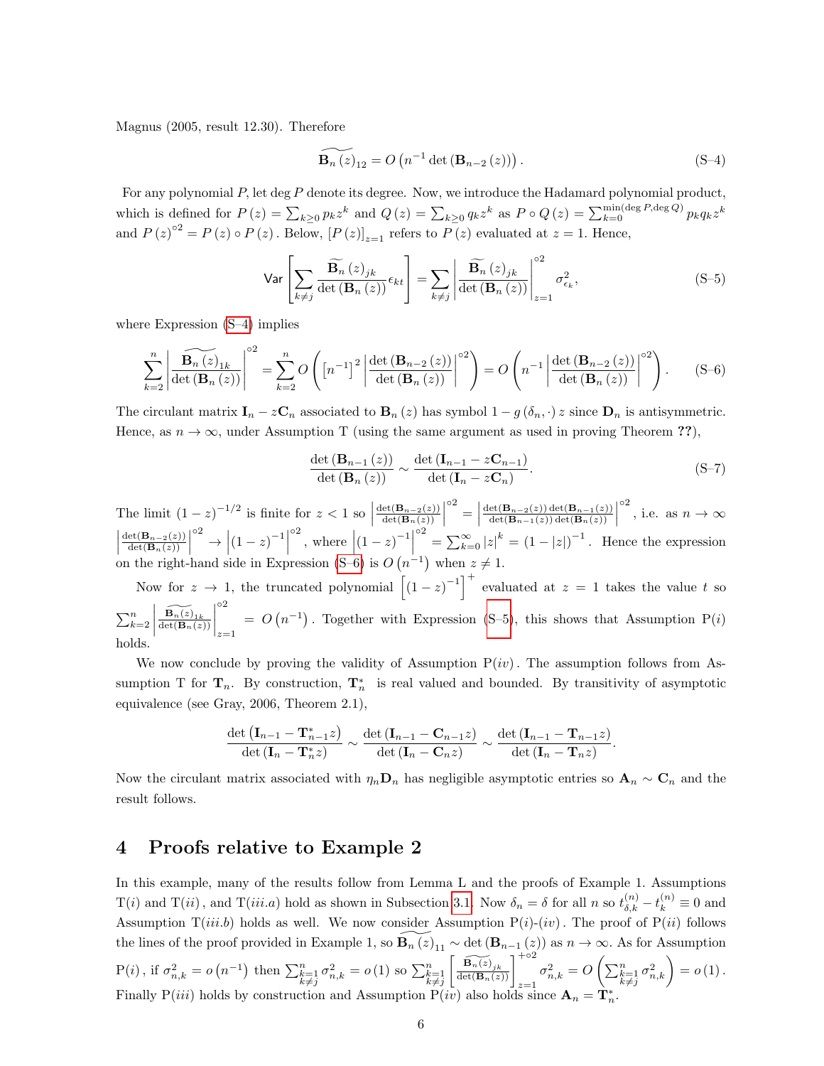Magnus (2005, result 12.30). Therefore

$$\widetilde{\mathbf{B}_n(z)}_{12} = O\left(n^{-1}\det\left(\mathbf{B}_{n-2}(z)\right)\right). \tag{S–4}$$

For any polynomial $P$, let $\deg P$ denote its degree. Now, we introduce the Hadamard polynomial product, which is defined for $P(z) = \sum_{k\geq 0} p_k z^k$ and $Q(z) = \sum_{k\geq 0} q_k z^k$ as $P \circ Q(z) = \sum_{k=0}^{\min(\deg P, \deg Q)} p_k q_k z^k$ and $P(z)^{\circ 2} = P(z) \circ P(z)$. Below, $[P(z)]_{z=1}$ refers to $P(z)$ evaluated at $z = 1$. Hence,

$$\mathsf{Var}\left[\sum_{k\neq j} \frac{\widetilde{\mathbf{B}_n(z)}_{jk}}{\det\left(\mathbf{B}_n(z)\right)}\epsilon_{kt}\right] = \sum_{k\neq j}\left|\frac{\widetilde{\mathbf{B}_n(z)}_{jk}}{\det\left(\mathbf{B}_n(z)\right)}\right|^{\circ 2}_{z=1}\sigma^2_{\epsilon_k}, \tag{S–5}$$

where Expression (S–4) implies

$$\sum_{k=2}^{n}\left|\frac{\widetilde{\mathbf{B}_n(z)}_{1k}}{\det\left(\mathbf{B}_n(z)\right)}\right|^{\circ 2} = \sum_{k=2}^{n} O\left(\left[n^{-1}\right]^2\left|\frac{\det\left(\mathbf{B}_{n-2}(z)\right)}{\det\left(\mathbf{B}_n(z)\right)}\right|^{\circ 2}\right) = O\left(n^{-1}\left|\frac{\det\left(\mathbf{B}_{n-2}(z)\right)}{\det\left(\mathbf{B}_n(z)\right)}\right|^{\circ 2}\right). \tag{S–6}$$

The circulant matrix $\mathbf{I}_n - z\mathbf{C}_n$ associated to $\mathbf{B}_n(z)$ has symbol $1 - g(\delta_n, \cdot)z$ since $\mathbf{D}_n$ is antisymmetric. Hence, as $n\to\infty$, under Assumption T (using the same argument as used in proving Theorem ??),

$$\frac{\det\left(\mathbf{B}_{n-1}(z)\right)}{\det\left(\mathbf{B}_n(z)\right)} \sim \frac{\det\left(\mathbf{I}_{n-1} - z\mathbf{C}_{n-1}\right)}{\det\left(\mathbf{I}_n - z\mathbf{C}_n\right)}. \tag{S–7}$$

The limit $(1-z)^{-1/2}$ is finite for $z < 1$ so $\left|\frac{\det(\mathbf{B}_{n-2}(z))}{\det(\mathbf{B}_n(z))}\right|^{\circ 2} = \left|\frac{\det(\mathbf{B}_{n-2}(z))\det(\mathbf{B}_{n-1}(z))}{\det(\mathbf{B}_{n-1}(z))\det(\mathbf{B}_n(z))}\right|^{\circ 2}$, i.e. as $n\to\infty$ $\left|\frac{\det(\mathbf{B}_{n-2}(z))}{\det(\mathbf{B}_n(z))}\right|^{\circ 2} \to \left|(1-z)^{-1}\right|^{\circ 2}$, where $\left|(1-z)^{-1}\right|^{\circ 2} = \sum_{k=0}^{\infty}|z|^k = (1-|z|)^{-1}$. Hence the expression on the right-hand side in Expression (S–6) is $O\left(n^{-1}\right)$ when $z\neq 1$.

Now for $z\to 1$, the truncated polynomial $\left[(1-z)^{-1}\right]^{+}$ evaluated at $z = 1$ takes the value $t$ so $\sum_{k=2}^{n}\left|\frac{\widetilde{\mathbf{B}_n(z)}_{1k}}{\det(\mathbf{B}_n(z))}\right|^{\circ 2}_{z=1} = O\left(n^{-1}\right)$. Together with Expression (S–5), this shows that Assumption P($i$) holds.

We now conclude by proving the validity of Assumption P($iv$). The assumption follows from Assumption T for $\mathbf{T}_n$. By construction, $\mathbf{T}^*_n$ is real valued and bounded. By transitivity of asymptotic equivalence (see Gray, 2006, Theorem 2.1),

$$\frac{\det\left(\mathbf{I}_{n-1} - \mathbf{T}^*_{n-1}z\right)}{\det\left(\mathbf{I}_n - \mathbf{T}^*_n z\right)} \sim \frac{\det\left(\mathbf{I}_{n-1} - \mathbf{C}_{n-1}z\right)}{\det\left(\mathbf{I}_n - \mathbf{C}_n z\right)} \sim \frac{\det\left(\mathbf{I}_{n-1} - \mathbf{T}_{n-1}z\right)}{\det\left(\mathbf{I}_n - \mathbf{T}_n z\right)}.$$

Now the circulant matrix associated with $\eta_n\mathbf{D}_n$ has negligible asymptotic entries so $\mathbf{A}_n \sim \mathbf{C}_n$ and the result follows.

## 4 Proofs relative to Example 2

In this example, many of the results follow from Lemma L and the proofs of Example 1. Assumptions T($i$) and T($ii$), and T($iii.a$) hold as shown in Subsection 3.1. Now $\delta_n = \delta$ for all $n$ so $t^{(n)}_{\delta,k} - t^{(n)}_k \equiv 0$ and Assumption T($iii.b$) holds as well. We now consider Assumption P($i$)-($iv$). The proof of P($ii$) follows the lines of the proof provided in Example 1, so $\widetilde{\mathbf{B}_n(z)}_{11} \sim \det\left(\mathbf{B}_{n-1}(z)\right)$ as $n\to\infty$. As for Assumption P($i$), if $\sigma^2_{n,k} = o\left(n^{-1}\right)$ then $\sum_{k=1, k\neq j}^{n}\sigma^2_{n,k} = o(1)$ so $\sum_{k=1, k\neq j}^{n}\left[\frac{\widetilde{\mathbf{B}_n(z)}_{jk}}{\det(\mathbf{B}_n(z))}\right]^{+\circ 2}_{z=1}\sigma^2_{n,k} = O\left(\sum_{k=1, k\neq j}^{n}\sigma^2_{n,k}\right) = o(1)$. Finally P($iii$) holds by construction and Assumption P($iv$) also holds since $\mathbf{A}_n = \mathbf{T}^*_n$.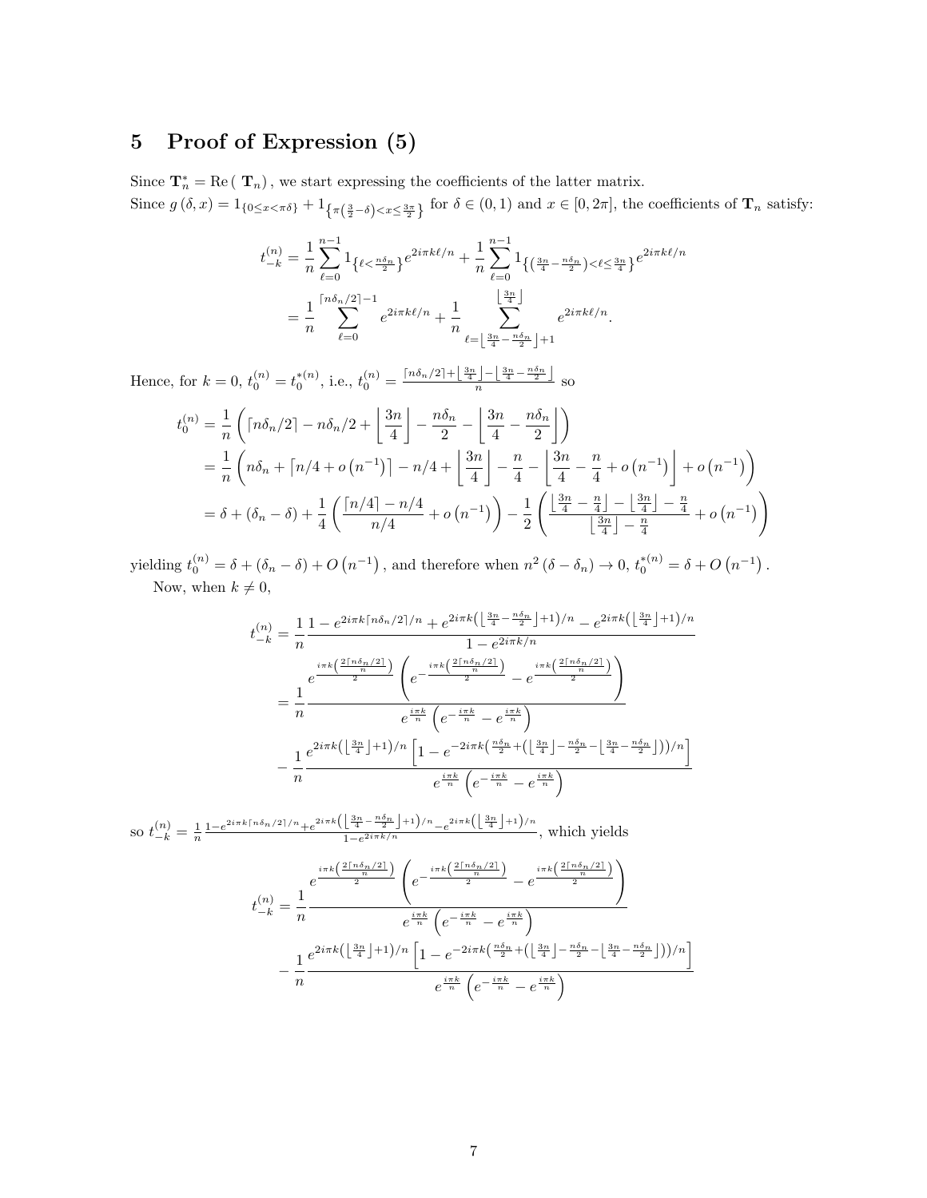# 5 Proof of Expression (5)

Since $\mathbf{T}_n^* = \mathrm{Re}\left(\mathbf{T}_n\right)$, we start expressing the coefficients of the latter matrix.

Since $g\left(\delta, x\right) = 1_{\{0 \leq x < \pi\delta\}} + 1_{\left\{\pi\left(\frac{3}{2}-\delta\right) < x \leq \frac{3\pi}{2}\right\}}$ for $\delta \in (0,1)$ and $x \in [0, 2\pi]$, the coefficients of $\mathbf{T}_n$ satisfy:

$$
\begin{aligned}
t_{-k}^{(n)} &= \frac{1}{n}\sum_{\ell=0}^{n-1} 1_{\left\{\ell < \frac{n\delta_n}{2}\right\}} e^{2i\pi k\ell/n} + \frac{1}{n}\sum_{\ell=0}^{n-1} 1_{\left\{\left(\frac{3n}{4} - \frac{n\delta_n}{2}\right) < \ell \leq \frac{3n}{4}\right\}} e^{2i\pi k\ell/n} \\
&= \frac{1}{n}\sum_{\ell=0}^{\lceil n\delta_n/2\rceil - 1} e^{2i\pi k\ell/n} + \frac{1}{n}\sum_{\ell=\left\lfloor \frac{3n}{4} - \frac{n\delta_n}{2}\right\rfloor + 1}^{\left\lfloor \frac{3n}{4}\right\rfloor} e^{2i\pi k\ell/n}.
\end{aligned}
$$

Hence, for $k = 0$, $t_0^{(n)} = t_0^{*(n)}$, i.e., $t_0^{(n)} = \frac{\lceil n\delta_n/2\rceil + \left\lfloor \frac{3n}{4}\right\rfloor - \left\lfloor \frac{3n}{4} - \frac{n\delta_n}{2}\right\rfloor}{n}$ so

$$
\begin{aligned}
t_0^{(n)} &= \frac{1}{n}\left(\lceil n\delta_n/2\rceil - n\delta_n/2 + \left\lfloor \frac{3n}{4}\right\rfloor - \frac{n\delta_n}{2} - \left\lfloor \frac{3n}{4} - \frac{n\delta_n}{2}\right\rfloor\right) \\
&= \frac{1}{n}\left(n\delta_n + \left\lceil n/4 + o\left(n^{-1}\right)\right\rceil - n/4 + \left\lfloor \frac{3n}{4}\right\rfloor - \frac{n}{4} - \left\lfloor \frac{3n}{4} - \frac{n}{4} + o\left(n^{-1}\right)\right\rfloor + o\left(n^{-1}\right)\right) \\
&= \delta + \left(\delta_n - \delta\right) + \frac{1}{4}\left(\frac{\lceil n/4\rceil - n/4}{n/4} + o\left(n^{-1}\right)\right) - \frac{1}{2}\left(\frac{\left\lfloor \frac{3n}{4} - \frac{n}{4}\right\rfloor - \left\lfloor \frac{3n}{4}\right\rfloor - \frac{n}{4}}{\left\lfloor \frac{3n}{4}\right\rfloor - \frac{n}{4}} + o\left(n^{-1}\right)\right)
\end{aligned}
$$

yielding $t_0^{(n)} = \delta + \left(\delta_n - \delta\right) + O\left(n^{-1}\right)$, and therefore when $n^2\left(\delta - \delta_n\right) \to 0$, $t_0^{*(n)} = \delta + O\left(n^{-1}\right)$.

Now, when $k \neq 0$,

$$
\begin{aligned}
t_{-k}^{(n)} &= \frac{1}{n}\frac{1 - e^{2i\pi k\lceil n\delta_n/2\rceil/n} + e^{2i\pi k\left(\left\lfloor \frac{3n}{4} - \frac{n\delta_n}{2}\right\rfloor + 1\right)/n} - e^{2i\pi k\left(\left\lfloor \frac{3n}{4}\right\rfloor + 1\right)/n}}{1 - e^{2i\pi k/n}} \\
&= \frac{1}{n}\frac{e^{\frac{i\pi k\left(\frac{2\lceil n\delta_n/2\rceil}{n}\right)}{2}}\left(e^{-\frac{i\pi k\left(\frac{2\lceil n\delta_n/2\rceil}{n}\right)}{2}} - e^{\frac{i\pi k\left(\frac{2\lceil n\delta_n/2\rceil}{n}\right)}{2}}\right)}{e^{\frac{i\pi k}{n}}\left(e^{-\frac{i\pi k}{n}} - e^{\frac{i\pi k}{n}}\right)} \\
&\quad - \frac{1}{n}\frac{e^{2i\pi k\left(\left\lfloor \frac{3n}{4}\right\rfloor + 1\right)/n}\left[1 - e^{-2i\pi k\left(\frac{n\delta_n}{2} + \left(\left\lfloor \frac{3n}{4}\right\rfloor - \frac{n\delta_n}{2} - \left\lfloor \frac{3n}{4} - \frac{n\delta_n}{2}\right\rfloor\right)\right)/n}\right]}{e^{\frac{i\pi k}{n}}\left(e^{-\frac{i\pi k}{n}} - e^{\frac{i\pi k}{n}}\right)}
\end{aligned}
$$

so $t_{-k}^{(n)} = \frac{1}{n}\frac{1 - e^{2i\pi k\lceil n\delta_n/2\rceil/n} + e^{2i\pi k\left(\left\lfloor \frac{3n}{4} - \frac{n\delta_n}{2}\right\rfloor + 1\right)/n} - e^{2i\pi k\left(\left\lfloor \frac{3n}{4}\right\rfloor + 1\right)/n}}{1 - e^{2i\pi k/n}}$, which yields

$$
\begin{aligned}
t_{-k}^{(n)} &= \frac{1}{n}\frac{e^{\frac{i\pi k\left(\frac{2\lceil n\delta_n/2\rceil}{n}\right)}{2}}\left(e^{-\frac{i\pi k\left(\frac{2\lceil n\delta_n/2\rceil}{n}\right)}{2}} - e^{\frac{i\pi k\left(\frac{2\lceil n\delta_n/2\rceil}{n}\right)}{2}}\right)}{e^{\frac{i\pi k}{n}}\left(e^{-\frac{i\pi k}{n}} - e^{\frac{i\pi k}{n}}\right)} \\
&\quad - \frac{1}{n}\frac{e^{2i\pi k\left(\left\lfloor \frac{3n}{4}\right\rfloor + 1\right)/n}\left[1 - e^{-2i\pi k\left(\frac{n\delta_n}{2} + \left(\left\lfloor \frac{3n}{4}\right\rfloor - \frac{n\delta_n}{2} - \left\lfloor \frac{3n}{4} - \frac{n\delta_n}{2}\right\rfloor\right)\right)/n}\right]}{e^{\frac{i\pi k}{n}}\left(e^{-\frac{i\pi k}{n}} - e^{\frac{i\pi k}{n}}\right)}
\end{aligned}
$$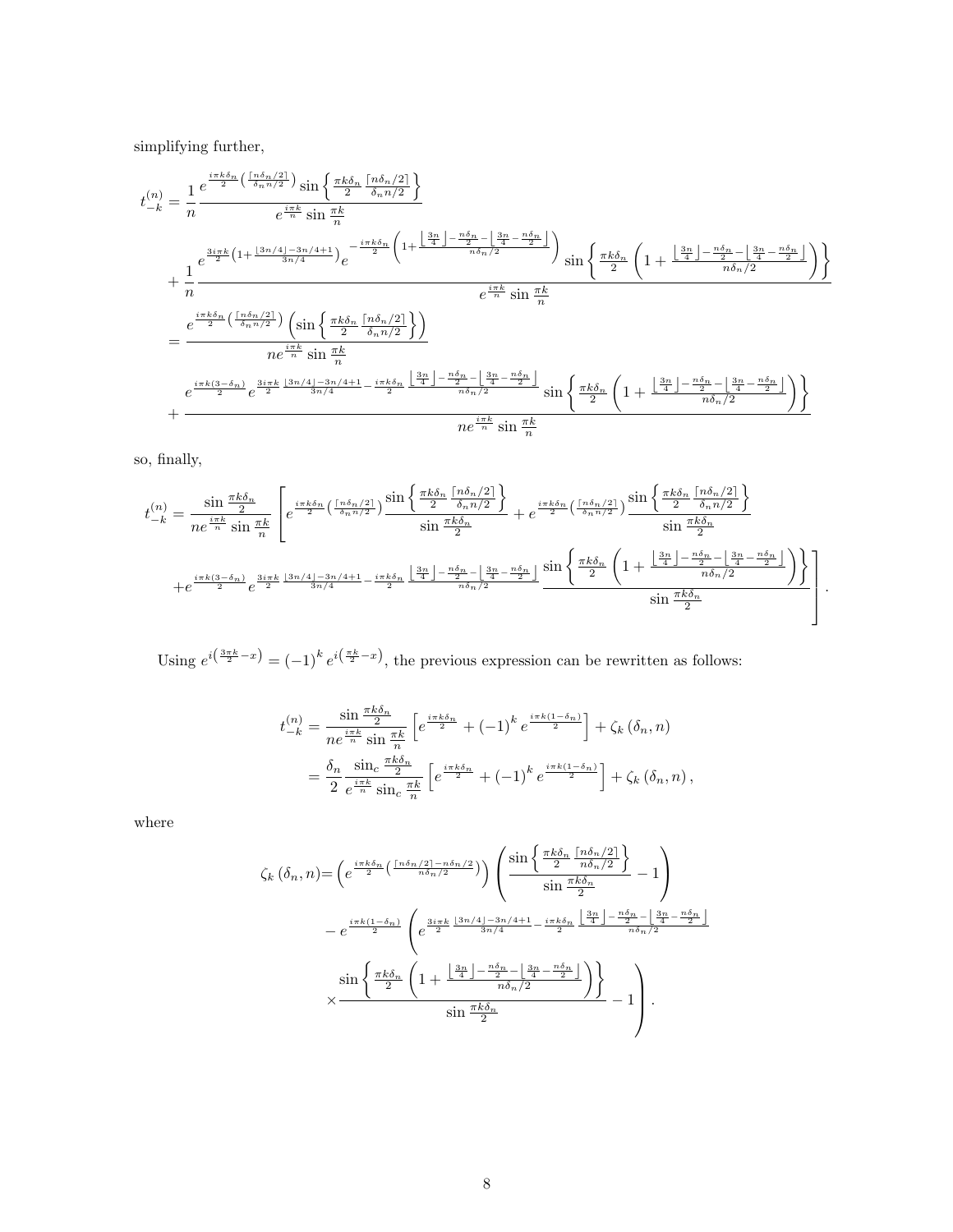simplifying further,

$$
\begin{aligned}
t_{-k}^{(n)} &= \frac{1}{n}\frac{e^{\frac{i\pi k\delta_n}{2}\left(\frac{\lceil n\delta_n/2\rceil}{\delta_n n/2}\right)}\sin\left\{\frac{\pi k\delta_n}{2}\frac{\lceil n\delta_n/2\rceil}{\delta_n n/2}\right\}}{e^{\frac{i\pi k}{n}}\sin\frac{\pi k}{n}} \\
&+\frac{1}{n}\frac{e^{\frac{3i\pi k}{2}\left(1+\frac{\lfloor 3n/4\rfloor-3n/4+1}{3n/4}\right)}e^{-\frac{i\pi k\delta_n}{2}\left(1+\frac{\left\lfloor\frac{3n}{4}\right\rfloor-\frac{n\delta_n}{2}-\left\lfloor\frac{3n}{4}-\frac{n\delta_n}{2}\right\rfloor}{n\delta_n/2}\right)}\sin\left\{\frac{\pi k\delta_n}{2}\left(1+\frac{\left\lfloor\frac{3n}{4}\right\rfloor-\frac{n\delta_n}{2}-\left\lfloor\frac{3n}{4}-\frac{n\delta_n}{2}\right\rfloor}{n\delta_n/2}\right)\right\}}{e^{\frac{i\pi k}{n}}\sin\frac{\pi k}{n}} \\
&=\frac{e^{\frac{i\pi k\delta_n}{2}\left(\frac{\lceil n\delta_n/2\rceil}{\delta_n n/2}\right)}\left(\sin\left\{\frac{\pi k\delta_n}{2}\frac{\lceil n\delta_n/2\rceil}{\delta_n n/2}\right\}\right)}{ne^{\frac{i\pi k}{n}}\sin\frac{\pi k}{n}} \\
&+\frac{e^{\frac{i\pi k(3-\delta_n)}{2}}e^{\frac{3i\pi k}{2}\frac{\lfloor 3n/4\rfloor-3n/4+1}{3n/4}-\frac{i\pi k\delta_n}{2}\frac{\left\lfloor\frac{3n}{4}\right\rfloor-\frac{n\delta_n}{2}-\left\lfloor\frac{3n}{4}-\frac{n\delta_n}{2}\right\rfloor}{n\delta_n/2}}\sin\left\{\frac{\pi k\delta_n}{2}\left(1+\frac{\left\lfloor\frac{3n}{4}\right\rfloor-\frac{n\delta_n}{2}-\left\lfloor\frac{3n}{4}-\frac{n\delta_n}{2}\right\rfloor}{n\delta_n/2}\right)\right\}}{ne^{\frac{i\pi k}{n}}\sin\frac{\pi k}{n}}
\end{aligned}
$$

so, finally,

$$
\begin{aligned}
t_{-k}^{(n)} = \frac{\sin\frac{\pi k\delta_n}{2}}{ne^{\frac{i\pi k}{n}}\sin\frac{\pi k}{n}}\Bigg[&e^{\frac{i\pi k\delta_n}{2}\left(\frac{\lceil n\delta_n/2\rceil}{\delta_n n/2}\right)}\frac{\sin\left\{\frac{\pi k\delta_n}{2}\frac{\lceil n\delta_n/2\rceil}{\delta_n n/2}\right\}}{\sin\frac{\pi k\delta_n}{2}}+e^{\frac{i\pi k\delta_n}{2}\left(\frac{\lceil n\delta_n/2\rceil}{\delta_n n/2}\right)}\frac{\sin\left\{\frac{\pi k\delta_n}{2}\frac{\lceil n\delta_n/2\rceil}{\delta_n n/2}\right\}}{\sin\frac{\pi k\delta_n}{2}} \\
&+e^{\frac{i\pi k(3-\delta_n)}{2}}e^{\frac{3i\pi k}{2}\frac{\lfloor 3n/4\rfloor-3n/4+1}{3n/4}-\frac{i\pi k\delta_n}{2}\frac{\left\lfloor\frac{3n}{4}\right\rfloor-\frac{n\delta_n}{2}-\left\lfloor\frac{3n}{4}-\frac{n\delta_n}{2}\right\rfloor}{n\delta_n/2}}\frac{\sin\left\{\frac{\pi k\delta_n}{2}\left(1+\frac{\left\lfloor\frac{3n}{4}\right\rfloor-\frac{n\delta_n}{2}-\left\lfloor\frac{3n}{4}-\frac{n\delta_n}{2}\right\rfloor}{n\delta_n/2}\right)\right\}}{\sin\frac{\pi k\delta_n}{2}}\Bigg].
\end{aligned}
$$

Using $e^{i\left(\frac{3\pi k}{2}-x\right)}=(-1)^k e^{i\left(\frac{\pi k}{2}-x\right)}$, the previous expression can be rewritten as follows:

$$
\begin{aligned}
t_{-k}^{(n)} &= \frac{\sin\frac{\pi k\delta_n}{2}}{ne^{\frac{i\pi k}{n}}\sin\frac{\pi k}{n}}\left[e^{\frac{i\pi k\delta_n}{2}}+(-1)^k e^{\frac{i\pi k(1-\delta_n)}{2}}\right]+\zeta_k(\delta_n,n) \\
&= \frac{\delta_n}{2}\frac{\sin_c\frac{\pi k\delta_n}{2}}{e^{\frac{i\pi k}{n}}\sin_c\frac{\pi k}{n}}\left[e^{\frac{i\pi k\delta_n}{2}}+(-1)^k e^{\frac{i\pi k(1-\delta_n)}{2}}\right]+\zeta_k(\delta_n,n),
\end{aligned}
$$

where

$$
\begin{aligned}
\zeta_k(\delta_n,n) = &\left(e^{\frac{i\pi k\delta_n}{2}\left(\frac{\lceil n\delta_n/2\rceil-n\delta_n/2}{n\delta_n/2}\right)}\right)\left(\frac{\sin\left\{\frac{\pi k\delta_n}{2}\frac{\lceil n\delta_n/2\rceil}{n\delta_n/2}\right\}}{\sin\frac{\pi k\delta_n}{2}}-1\right) \\
&-e^{\frac{i\pi k(1-\delta_n)}{2}}\left(e^{\frac{3i\pi k}{2}\frac{\lfloor 3n/4\rfloor-3n/4+1}{3n/4}-\frac{i\pi k\delta_n}{2}\frac{\left\lfloor\frac{3n}{4}\right\rfloor-\frac{n\delta_n}{2}-\left\lfloor\frac{3n}{4}-\frac{n\delta_n}{2}\right\rfloor}{n\delta_n/2}}\right. \\
&\left.\times\frac{\sin\left\{\frac{\pi k\delta_n}{2}\left(1+\frac{\left\lfloor\frac{3n}{4}\right\rfloor-\frac{n\delta_n}{2}-\left\lfloor\frac{3n}{4}-\frac{n\delta_n}{2}\right\rfloor}{n\delta_n/2}\right)\right\}}{\sin\frac{\pi k\delta_n}{2}}-1\right).
\end{aligned}
$$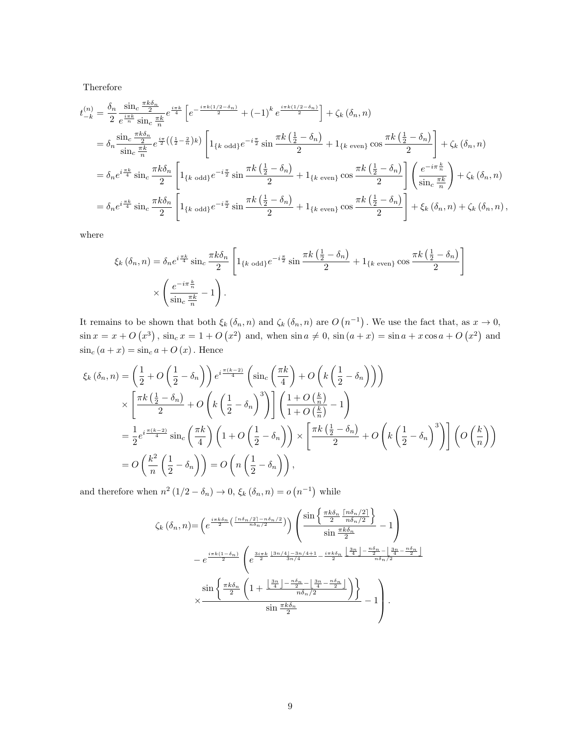Therefore

$$
\begin{aligned}
t_{-k}^{(n)} &= \frac{\delta_n}{2} \frac{\operatorname{sin_c} \frac{\pi k \delta_n}{2}}{e^{\frac{i\pi k}{n}} \operatorname{sin_c} \frac{\pi k}{n}} e^{\frac{i\pi k}{4}} \left[ e^{-\frac{i\pi k(1/2-\delta_n)}{2}} + (-1)^k e^{\frac{i\pi k(1/2-\delta_n)}{2}} \right] + \zeta_k(\delta_n, n) \\
&= \delta_n \frac{\operatorname{sin_c} \frac{\pi k \delta_n}{2}}{\operatorname{sin_c} \frac{\pi k}{n}} e^{\frac{i\pi}{2}\left(\left(\frac{1}{2}-\frac{2}{n}\right)k\right)} \left[ 1_{\{k \text{ odd}\}} e^{-i\frac{\pi}{2}} \sin \frac{\pi k\left(\frac{1}{2}-\delta_n\right)}{2} + 1_{\{k \text{ even}\}} \cos \frac{\pi k\left(\frac{1}{2}-\delta_n\right)}{2} \right] + \zeta_k(\delta_n, n) \\
&= \delta_n e^{i\frac{\pi k}{4}} \operatorname{sin_c} \frac{\pi k \delta_n}{2} \left[ 1_{\{k \text{ odd}\}} e^{-i\frac{\pi}{2}} \sin \frac{\pi k\left(\frac{1}{2}-\delta_n\right)}{2} + 1_{\{k \text{ even}\}} \cos \frac{\pi k\left(\frac{1}{2}-\delta_n\right)}{2} \right] \left( \frac{e^{-i\pi\frac{k}{n}}}{\operatorname{sin_c} \frac{\pi k}{n}} \right) + \zeta_k(\delta_n, n) \\
&= \delta_n e^{i\frac{\pi k}{4}} \operatorname{sin_c} \frac{\pi k \delta_n}{2} \left[ 1_{\{k \text{ odd}\}} e^{-i\frac{\pi}{2}} \sin \frac{\pi k\left(\frac{1}{2}-\delta_n\right)}{2} + 1_{\{k \text{ even}\}} \cos \frac{\pi k\left(\frac{1}{2}-\delta_n\right)}{2} \right] + \xi_k(\delta_n, n) + \zeta_k(\delta_n, n),
\end{aligned}
$$

where

$$
\begin{aligned}
\xi_k(\delta_n, n) = \delta_n e^{i\frac{\pi k}{4}} \operatorname{sin_c} \frac{\pi k \delta_n}{2} &\left[ 1_{\{k \text{ odd}\}} e^{-i\frac{\pi}{2}} \sin \frac{\pi k\left(\frac{1}{2}-\delta_n\right)}{2} + 1_{\{k \text{ even}\}} \cos \frac{\pi k\left(\frac{1}{2}-\delta_n\right)}{2} \right] \\
&\times \left( \frac{e^{-i\pi\frac{k}{n}}}{\operatorname{sin_c} \frac{\pi k}{n}} - 1 \right).
\end{aligned}
$$

It remains to be shown that both $\xi_k(\delta_n, n)$ and $\zeta_k(\delta_n, n)$ are $O(n^{-1})$. We use the fact that, as $x \to 0$, $\sin x = x + O(x^3)$, $\operatorname{sin_c} x = 1 + O(x^2)$ and, when $\sin a \neq 0$, $\sin(a+x) = \sin a + x \cos a + O(x^2)$ and $\operatorname{sin_c}(a+x) = \operatorname{sin_c} a + O(x)$. Hence

$$
\begin{aligned}
\xi_k(\delta_n, n) &= \left( \frac{1}{2} + O\left(\frac{1}{2} - \delta_n\right) \right) e^{i\frac{\pi(k-2)}{4}} \left( \operatorname{sin_c}\left(\frac{\pi k}{4}\right) + O\left(k\left(\frac{1}{2}-\delta_n\right)\right) \right) \\
&\quad \times \left[ \frac{\pi k\left(\frac{1}{2}-\delta_n\right)}{2} + O\left(k\left(\frac{1}{2}-\delta_n\right)^3\right) \right] \left( \frac{1+O\left(\frac{k}{n}\right)}{1+O\left(\frac{k}{n}\right)} - 1 \right) \\
&= \frac{1}{2} e^{i\frac{\pi(k-2)}{4}} \operatorname{sin_c}\left(\frac{\pi k}{4}\right) \left(1 + O\left(\frac{1}{2}-\delta_n\right)\right) \times \left[ \frac{\pi k\left(\frac{1}{2}-\delta_n\right)}{2} + O\left(k\left(\frac{1}{2}-\delta_n\right)^3\right) \right] \left( O\left(\frac{k}{n}\right) \right) \\
&= O\left( \frac{k^2}{n} \left(\frac{1}{2}-\delta_n\right) \right) = O\left( n\left(\frac{1}{2}-\delta_n\right) \right),
\end{aligned}
$$

and therefore when $n^2(1/2 - \delta_n) \to 0$, $\xi_k(\delta_n, n) = o(n^{-1})$ while

$$
\begin{aligned}
\zeta_k(\delta_n, n) = &\left( e^{\frac{i\pi k \delta_n}{2}\left(\frac{\lceil n\delta_n/2 \rceil - n\delta_n/2}{n\delta_n/2}\right)} \right) \left( \frac{\sin\left\{ \frac{\pi k \delta_n}{2} \frac{\lceil n\delta_n/2 \rceil}{n\delta_n/2} \right\}}{\sin \frac{\pi k \delta_n}{2}} - 1 \right) \\
&- e^{\frac{i\pi k(1-\delta_n)}{2}} \left( e^{\frac{3i\pi k}{2} \frac{\lfloor 3n/4 \rfloor - 3n/4 + 1}{3n/4} - \frac{i\pi k \delta_n}{2} \frac{\left\lfloor \frac{3n}{4} \right\rfloor - \frac{n\delta_n}{2} - \left\lfloor \frac{3n}{4} - \frac{n\delta_n}{2} \right\rfloor}{n\delta_n/2}} \right. \\
&\left. \times \frac{\sin\left\{ \frac{\pi k \delta_n}{2} \left( 1 + \frac{\left\lfloor \frac{3n}{4} \right\rfloor - \frac{n\delta_n}{2} - \left\lfloor \frac{3n}{4} - \frac{n\delta_n}{2} \right\rfloor}{n\delta_n/2} \right) \right\}}{\sin \frac{\pi k \delta_n}{2}} - 1 \right).
\end{aligned}
$$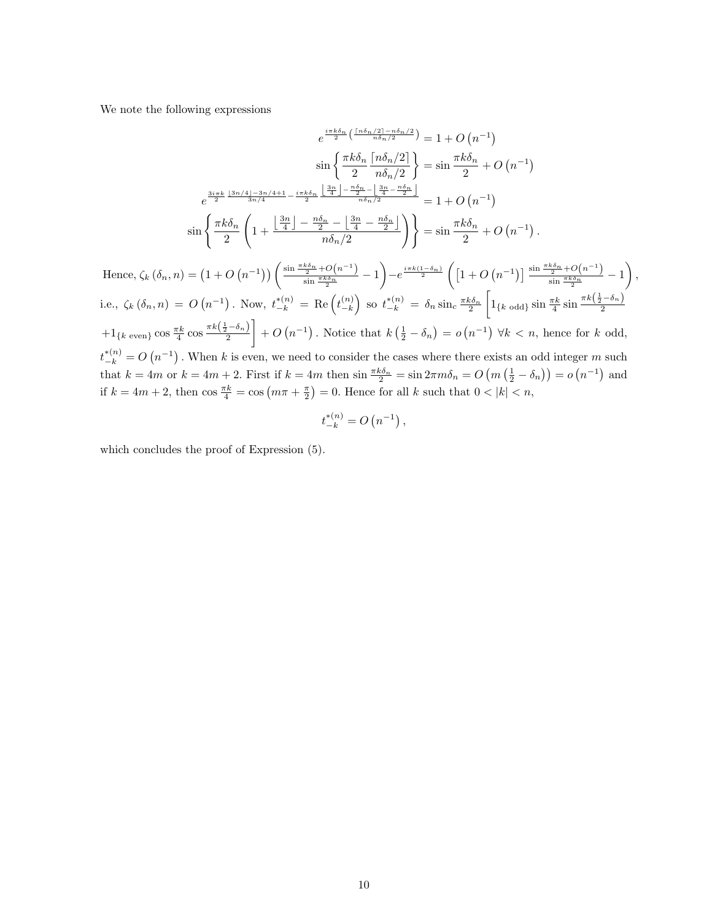We note the following expressions

$$e^{\frac{i\pi k\delta_n}{2}\left(\frac{\lceil n\delta_n/2\rceil - n\delta_n/2}{n\delta_n/2}\right)} = 1 + O\left(n^{-1}\right)$$

$$\sin\left\{\frac{\pi k\delta_n}{2}\frac{\lceil n\delta_n/2\rceil}{n\delta_n/2}\right\} = \sin\frac{\pi k\delta_n}{2} + O\left(n^{-1}\right)$$

$$e^{\frac{3i\pi k}{2}\frac{\lfloor 3n/4\rfloor - 3n/4+1}{3n/4} - \frac{i\pi k\delta_n}{2}\frac{\left\lfloor\frac{3n}{4}\right\rfloor - \frac{n\delta_n}{2} - \left\lfloor\frac{3n}{4}-\frac{n\delta_n}{2}\right\rfloor}{n\delta_n/2}} = 1 + O\left(n^{-1}\right)$$

$$\sin\left\{\frac{\pi k\delta_n}{2}\left(1 + \frac{\left\lfloor\frac{3n}{4}\right\rfloor - \frac{n\delta_n}{2} - \left\lfloor\frac{3n}{4} - \frac{n\delta_n}{2}\right\rfloor}{n\delta_n/2}\right)\right\} = \sin\frac{\pi k\delta_n}{2} + O\left(n^{-1}\right).$$

Hence, $\zeta_k\left(\delta_n, n\right) = \left(1 + O\left(n^{-1}\right)\right)\left(\frac{\sin\frac{\pi k\delta_n}{2} + O\left(n^{-1}\right)}{\sin\frac{\pi k\delta_n}{2}} - 1\right) - e^{\frac{i\pi k(1-\delta_n)}{2}}\left(\left[1 + O\left(n^{-1}\right)\right]\frac{\sin\frac{\pi k\delta_n}{2} + O\left(n^{-1}\right)}{\sin\frac{\pi k\delta_n}{2}} - 1\right)$, i.e., $\zeta_k\left(\delta_n, n\right) = O\left(n^{-1}\right)$. Now, $t_{-k}^{*(n)} = \operatorname{Re}\left(t_{-k}^{(n)}\right)$ so $t_{-k}^{*(n)} = \delta_n \operatorname{sin}_c\frac{\pi k\delta_n}{2}\left[1_{\{k \text{ odd}\}}\sin\frac{\pi k}{4}\sin\frac{\pi k\left(\frac{1}{2}-\delta_n\right)}{2}\right.$ $\left.+1_{\{k \text{ even}\}}\cos\frac{\pi k}{4}\cos\frac{\pi k\left(\frac{1}{2}-\delta_n\right)}{2}\right] + O\left(n^{-1}\right)$. Notice that $k\left(\frac{1}{2}-\delta_n\right) = o\left(n^{-1}\right)$ $\forall k < n$, hence for $k$ odd, $t_{-k}^{*(n)} = O\left(n^{-1}\right)$. When $k$ is even, we need to consider the cases where there exists an odd integer $m$ such that $k = 4m$ or $k = 4m+2$. First if $k = 4m$ then $\sin\frac{\pi k\delta_n}{2} = \sin 2\pi m\delta_n = O\left(m\left(\frac{1}{2}-\delta_n\right)\right) = o\left(n^{-1}\right)$ and if $k = 4m+2$, then $\cos\frac{\pi k}{4} = \cos\left(m\pi + \frac{\pi}{2}\right) = 0$. Hence for all $k$ such that $0 < |k| < n$,

$$t_{-k}^{*(n)} = O\left(n^{-1}\right),$$

which concludes the proof of Expression (5).